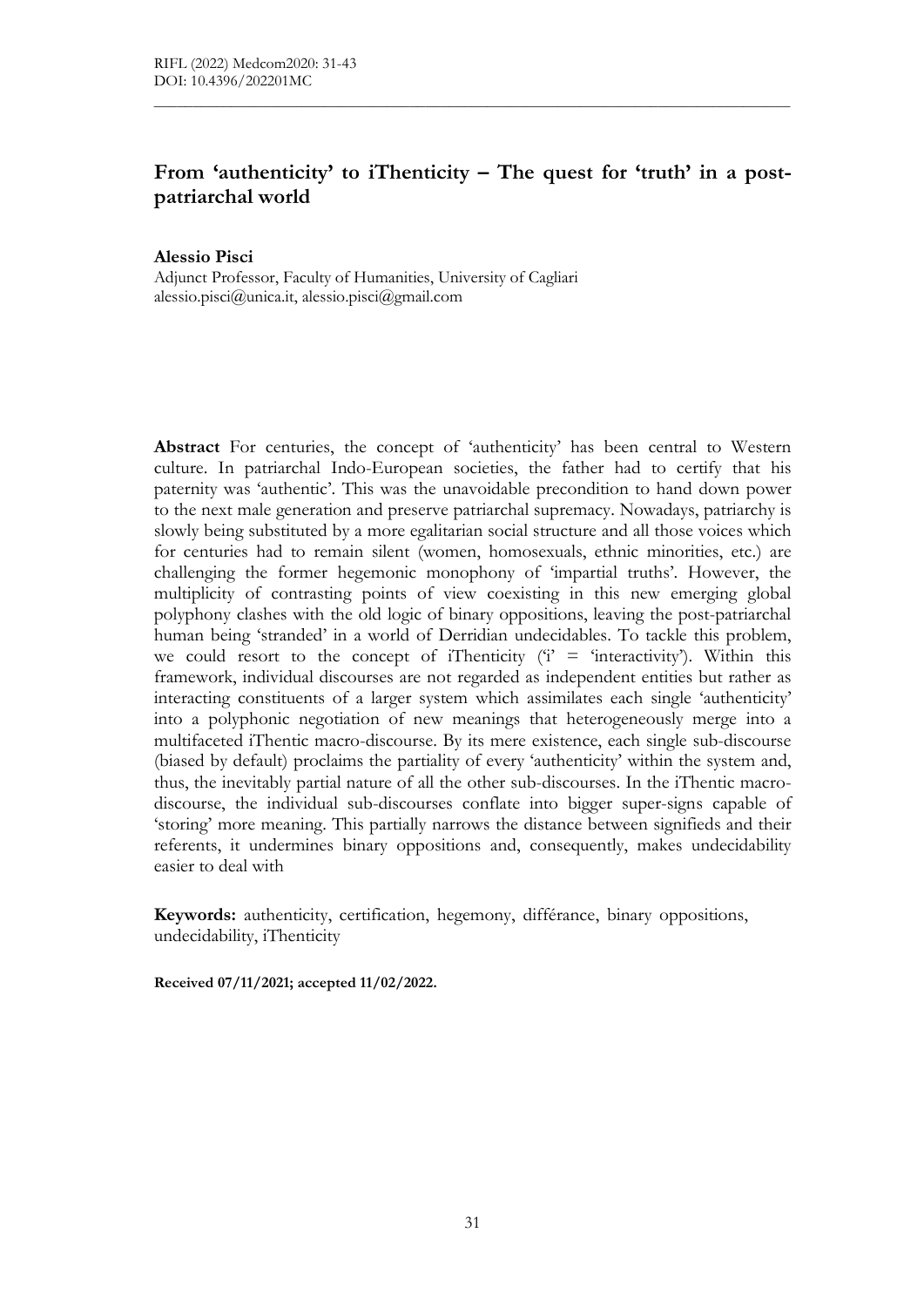# From 'authenticity' to iThenticity – The quest for 'truth' in a post-patriarchal world

**Alessio Pisci**

Adjunct Professor, Faculty of Humanities, University of Cagliari
alessio.pisci@unica.it, alessio.pisci@gmail.com

**Abstract** For centuries, the concept of 'authenticity' has been central to Western culture. In patriarchal Indo-European societies, the father had to certify that his paternity was 'authentic'. This was the unavoidable precondition to hand down power to the next male generation and preserve patriarchal supremacy. Nowadays, patriarchy is slowly being substituted by a more egalitarian social structure and all those voices which for centuries had to remain silent (women, homosexuals, ethnic minorities, etc.) are challenging the former hegemonic monophony of 'impartial truths'. However, the multiplicity of contrasting points of view coexisting in this new emerging global polyphony clashes with the old logic of binary oppositions, leaving the post-patriarchal human being 'stranded' in a world of Derridian undecidables. To tackle this problem, we could resort to the concept of iThenticity ('i' = 'interactivity'). Within this framework, individual discourses are not regarded as independent entities but rather as interacting constituents of a larger system which assimilates each single 'authenticity' into a polyphonic negotiation of new meanings that heterogeneously merge into a multifaceted iThentic macro-discourse. By its mere existence, each single sub-discourse (biased by default) proclaims the partiality of every 'authenticity' within the system and, thus, the inevitably partial nature of all the other sub-discourses. In the iThentic macro-discourse, the individual sub-discourses conflate into bigger super-signs capable of 'storing' more meaning. This partially narrows the distance between signifieds and their referents, it undermines binary oppositions and, consequently, makes undecidability easier to deal with

**Keywords:** authenticity, certification, hegemony, différance, binary oppositions, undecidability, iThenticity

**Received 07/11/2021; accepted 11/02/2022.**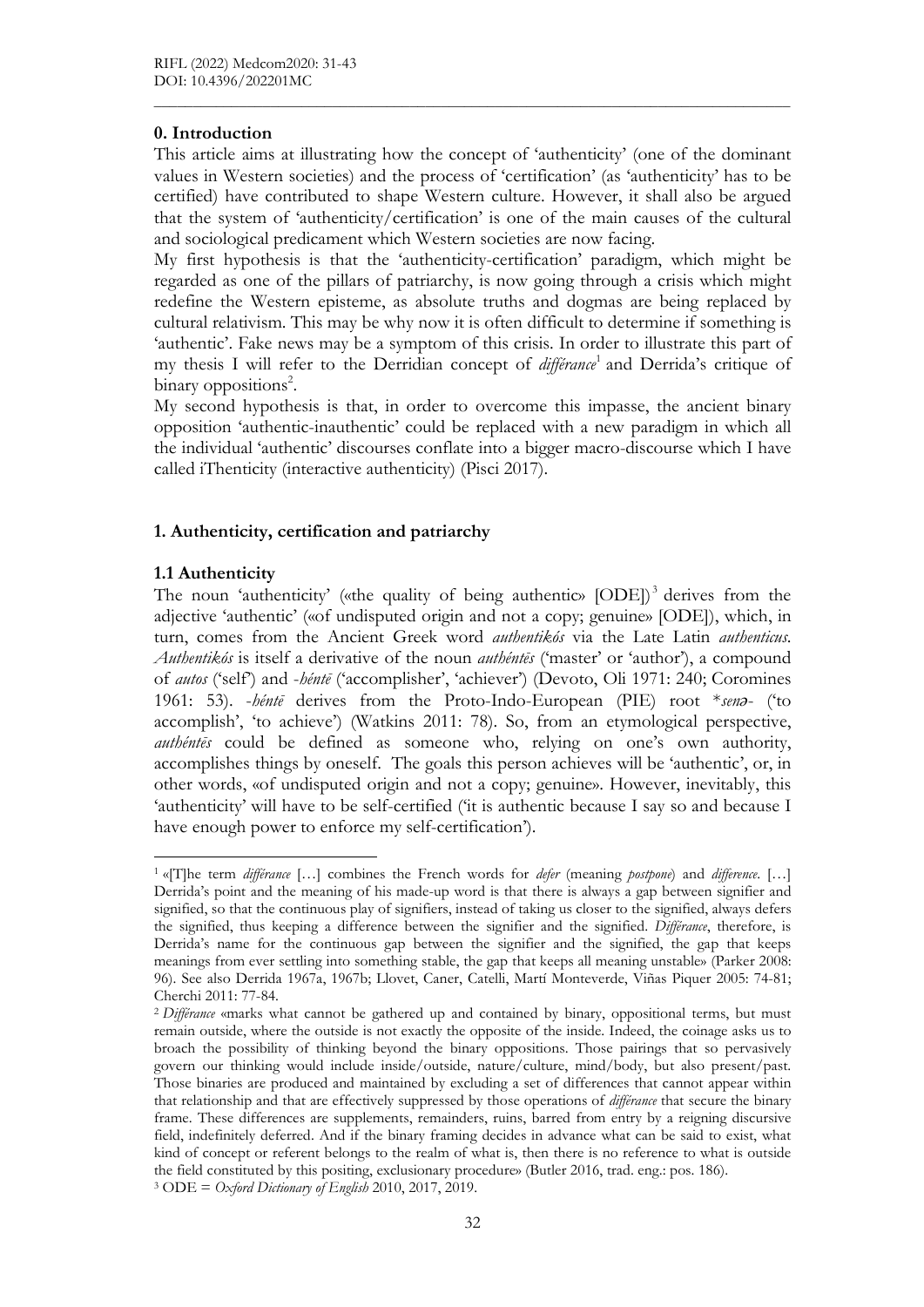## 0. Introduction

This article aims at illustrating how the concept of 'authenticity' (one of the dominant values in Western societies) and the process of 'certification' (as 'authenticity' has to be certified) have contributed to shape Western culture. However, it shall also be argued that the system of 'authenticity/certification' is one of the main causes of the cultural and sociological predicament which Western societies are now facing.

My first hypothesis is that the 'authenticity-certification' paradigm, which might be regarded as one of the pillars of patriarchy, is now going through a crisis which might redefine the Western episteme, as absolute truths and dogmas are being replaced by cultural relativism. This may be why now it is often difficult to determine if something is 'authentic'. Fake news may be a symptom of this crisis. In order to illustrate this part of my thesis I will refer to the Derridian concept of *différance*[1] and Derrida's critique of binary oppositions[2].

My second hypothesis is that, in order to overcome this impasse, the ancient binary opposition 'authentic-inauthentic' could be replaced with a new paradigm in which all the individual 'authentic' discourses conflate into a bigger macro-discourse which I have called iThenticity (interactive authenticity) (Pisci 2017).

## 1. Authenticity, certification and patriarchy

### 1.1 Authenticity

The noun 'authenticity' («the quality of being authentic» [ODE])[3] derives from the adjective 'authentic' («of undisputed origin and not a copy; genuine» [ODE]), which, in turn, comes from the Ancient Greek word *authentikós* via the Late Latin *authenticus*. *Authentikós* is itself a derivative of the noun *authéntēs* ('master' or 'author'), a compound of *autos* ('self') and *-héntē* ('accomplisher', 'achiever') (Devoto, Oli 1971: 240; Coromines 1961: 53). *-héntē* derives from the Proto-Indo-European (PIE) root *\*senə-* ('to accomplish', 'to achieve') (Watkins 2011: 78). So, from an etymological perspective, *authéntēs* could be defined as someone who, relying on one's own authority, accomplishes things by oneself. The goals this person achieves will be 'authentic', or, in other words, «of undisputed origin and not a copy; genuine». However, inevitably, this 'authenticity' will have to be self-certified ('it is authentic because I say so and because I have enough power to enforce my self-certification').

---

[1] «[T]he term *différance* […] combines the French words for *defer* (meaning *postpone*) and *difference*. […] Derrida's point and the meaning of his made-up word is that there is always a gap between signifier and signified, so that the continuous play of signifiers, instead of taking us closer to the signified, always defers the signified, thus keeping a difference between the signifier and the signified. *Différance*, therefore, is Derrida's name for the continuous gap between the signifier and the signified, the gap that keeps meanings from ever settling into something stable, the gap that keeps all meaning unstable» (Parker 2008: 96). See also Derrida 1967a, 1967b; Llovet, Caner, Catelli, Martí Monteverde, Viñas Piquer 2005: 74-81; Cherchi 2011: 77-84.

[2] *Différance* «marks what cannot be gathered up and contained by binary, oppositional terms, but must remain outside, where the outside is not exactly the opposite of the inside. Indeed, the coinage asks us to broach the possibility of thinking beyond the binary oppositions. Those pairings that so pervasively govern our thinking would include inside/outside, nature/culture, mind/body, but also present/past. Those binaries are produced and maintained by excluding a set of differences that cannot appear within that relationship and that are effectively suppressed by those operations of *différance* that secure the binary frame. These differences are supplements, remainders, ruins, barred from entry by a reigning discursive field, indefinitely deferred. And if the binary framing decides in advance what can be said to exist, what kind of concept or referent belongs to the realm of what is, then there is no reference to what is outside the field constituted by this positing, exclusionary procedure» (Butler 2016, trad. eng.: pos. 186).

[3] ODE = *Oxford Dictionary of English* 2010, 2017, 2019.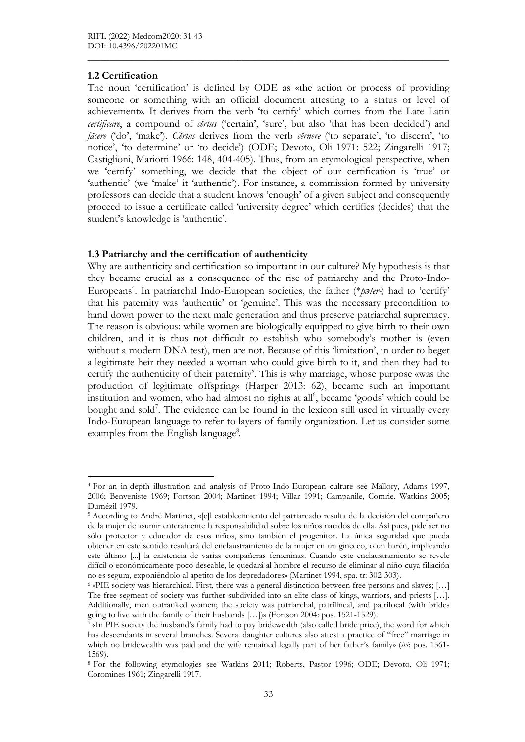### 1.2 Certification

The noun 'certification' is defined by ODE as «the action or process of providing someone or something with an official document attesting to a status or level of achievement». It derives from the verb 'to certify' which comes from the Late Latin *certificāre*, a compound of *cĕrtus* ('certain', 'sure', but also 'that has been decided') and *făcere* ('do', 'make'). *Cĕrtus* derives from the verb *cĕrnere* ('to separate', 'to discern', 'to notice', 'to determine' or 'to decide') (ODE; Devoto, Oli 1971: 522; Zingarelli 1917; Castiglioni, Mariotti 1966: 148, 404-405). Thus, from an etymological perspective, when we 'certify' something, we decide that the object of our certification is 'true' or 'authentic' (we 'make' it 'authentic'). For instance, a commission formed by university professors can decide that a student knows 'enough' of a given subject and consequently proceed to issue a certificate called 'university degree' which certifies (decides) that the student's knowledge is 'authentic'.

### 1.3 Patriarchy and the certification of authenticity

Why are authenticity and certification so important in our culture? My hypothesis is that they became crucial as a consequence of the rise of patriarchy and the Proto-Indo-Europeans[4]. In patriarchal Indo-European societies, the father (\**pəter*-) had to 'certify' that his paternity was 'authentic' or 'genuine'. This was the necessary precondition to hand down power to the next male generation and thus preserve patriarchal supremacy. The reason is obvious: while women are biologically equipped to give birth to their own children, and it is thus not difficult to establish who somebody's mother is (even without a modern DNA test), men are not. Because of this 'limitation', in order to beget a legitimate heir they needed a woman who could give birth to it, and then they had to certify the authenticity of their paternity[5]. This is why marriage, whose purpose «was the production of legitimate offspring» (Harper 2013: 62), became such an important institution and women, who had almost no rights at all[6], became 'goods' which could be bought and sold[7]. The evidence can be found in the lexicon still used in virtually every Indo-European language to refer to layers of family organization. Let us consider some examples from the English language[8].

---

[4] For an in-depth illustration and analysis of Proto-Indo-European culture see Mallory, Adams 1997, 2006; Benveniste 1969; Fortson 2004; Martinet 1994; Villar 1991; Campanile, Comrie, Watkins 2005; Dumézil 1979.

[5] According to André Martinet, «[e]l establecimiento del patriarcado resulta de la decisión del compañero de la mujer de asumir enteramente la responsabilidad sobre los niños nacidos de ella. Así pues, pide ser no sólo protector y educador de esos niños, sino también el progenitor. La única seguridad que pueda obtener en este sentido resultará del enclaustramiento de la mujer en un gineceo, o un harén, implicando este último [...] la existencia de varias compañeras femeninas. Cuando este enclaustramiento se revele difícil o económicamente poco deseable, le quedará al hombre el recurso de eliminar al niño cuya filiación no es segura, exponiéndolo al apetito de los depredadores» (Martinet 1994, spa. tr: 302-303).

[6] «PIE society was hierarchical. First, there was a general distinction between free persons and slaves; […] The free segment of society was further subdivided into an elite class of kings, warriors, and priests […]. Additionally, men outranked women; the society was patriarchal, patrilineal, and patrilocal (with brides going to live with the family of their husbands […])» (Fortson 2004: pos. 1521-1529).

[7] «In PIE society the husband's family had to pay bridewealth (also called bride price), the word for which has descendants in several branches. Several daughter cultures also attest a practice of "free" marriage in which no bridewealth was paid and the wife remained legally part of her father's family» (*ivi*: pos. 1561-1569).

[8] For the following etymologies see Watkins 2011; Roberts, Pastor 1996; ODE; Devoto, Oli 1971; Coromines 1961; Zingarelli 1917.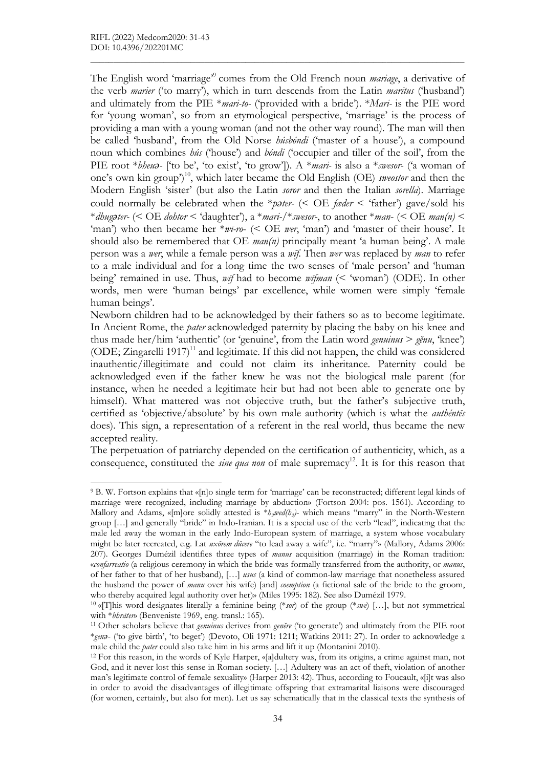The English word 'marriage'[9] comes from the Old French noun *mariage*, a derivative of the verb *marier* ('to marry'), which in turn descends from the Latin *marītus* ('husband') and ultimately from the PIE **mari-to-* ('provided with a bride'). **Mari-* is the PIE word for 'young woman', so from an etymological perspective, 'marriage' is the process of providing a man with a young woman (and not the other way round). The man will then be called 'husband', from the Old Norse *húsbóndi* ('master of a house'), a compound noun which combines *hús* ('house') and *bóndi* ('occupier and tiller of the soil', from the PIE root **bheuə-* ['to be', 'to exist', 'to grow']). A **mari-* is also a **swesor-* ('a woman of one's own kin group')[10], which later became the Old English (OE) *sweostor* and then the Modern English 'sister' (but also the Latin *soror* and then the Italian *sorella*). Marriage could normally be celebrated when the **pəter-* (< OE *fæder* < 'father') gave/sold his **dhugəter-* (< OE *dohtor* < 'daughter'), a **mari-*/**swesor-*, to another **man-* (< OE *man(n)* < 'man') who then became her **wī-ro-* (< OE *wer*, 'man') and 'master of their house'. It should also be remembered that OE *man(n)* principally meant 'a human being'. A male person was a *wer*, while a female person was a *wīf*. Then *wer* was replaced by *man* to refer to a male individual and for a long time the two senses of 'male person' and 'human being' remained in use. Thus, *wīf* had to become *wīfman* (< 'woman') (ODE). In other words, men were 'human beings' par excellence, while women were simply 'female human beings'.

Newborn children had to be acknowledged by their fathers so as to become legitimate. In Ancient Rome, the *pater* acknowledged paternity by placing the baby on his knee and thus made her/him 'authentic' (or 'genuine', from the Latin word *genuinus* > *gĕnu*, 'knee') (ODE; Zingarelli 1917)[11] and legitimate. If this did not happen, the child was considered inauthentic/illegitimate and could not claim its inheritance. Paternity could be acknowledged even if the father knew he was not the biological male parent (for instance, when he needed a legitimate heir but had not been able to generate one by himself). What mattered was not objective truth, but the father's subjective truth, certified as 'objective/absolute' by his own male authority (which is what the *authéntēs* does). This sign, a representation of a referent in the real world, thus became the new accepted reality.

The perpetuation of patriarchy depended on the certification of authenticity, which, as a consequence, constituted the *sine qua non* of male supremacy[12]. It is for this reason that

---

[9] B. W. Fortson explains that «[n]o single term for 'marriage' can be reconstructed; different legal kinds of marriage were recognized, including marriage by abduction» (Fortson 2004: pos. 1561). According to Mallory and Adams, «[m]ore solidly attested is *$h_2$wed($h_2$)- which means "marry" in the North-Western group […] and generally "bride" in Indo-Iranian. It is a special use of the verb "lead", indicating that the male led away the woman in the early Indo-European system of marriage, a system whose vocabulary might be later recreated, e.g. Lat *uxōrem dūcere* "to lead away a wife", i.e. "marry"» (Mallory, Adams 2006: 207). Georges Dumézil identifies three types of *manus* acquisition (marriage) in the Roman tradition: «*confarreatio* (a religious ceremony in which the bride was formally transferred from the authority, or *manus*, of her father to that of her husband), […] *usus* (a kind of common-law marriage that nonetheless assured the husband the power of *manu* over his wife) [and] *coemption* (a fictional sale of the bride to the groom, who thereby acquired legal authority over her)» (Miles 1995: 182). See also Dumézil 1979.

[10] «[T]his word designates literally a feminine being (**sor*) of the group (**swe*) […], but not symmetrical with **bhrāter*» (Benveniste 1969, eng. transl.: 165).

[11] Other scholars believe that *genuinus* derives from *genĕre* ('to generate') and ultimately from the PIE root **genə-* ('to give birth', 'to beget') (Devoto, Oli 1971: 1211; Watkins 2011: 27). In order to acknowledge a male child the *pater* could also take him in his arms and lift it up (Montanini 2010).

[12] For this reason, in the words of Kyle Harper, «[a]dultery was, from its origins, a crime against man, not God, and it never lost this sense in Roman society. […] Adultery was an act of theft, violation of another man's legitimate control of female sexuality» (Harper 2013: 42). Thus, according to Foucault, «[i]t was also in order to avoid the disadvantages of illegitimate offspring that extramarital liaisons were discouraged (for women, certainly, but also for men). Let us say schematically that in the classical texts the synthesis of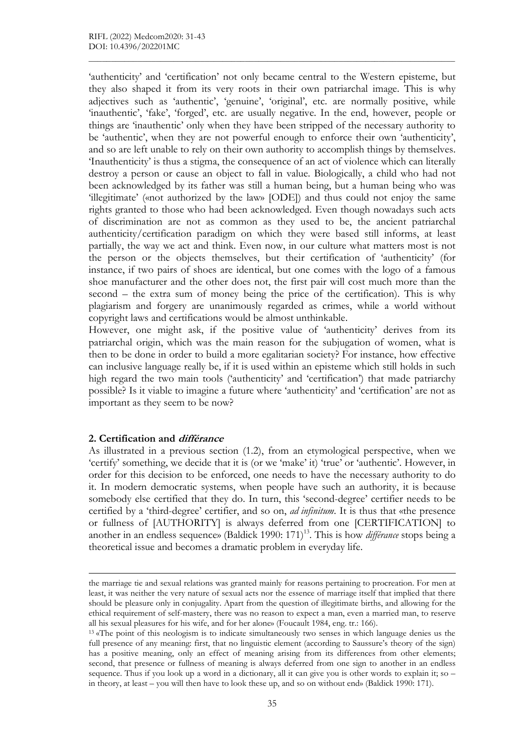'authenticity' and 'certification' not only became central to the Western episteme, but they also shaped it from its very roots in their own patriarchal image. This is why adjectives such as 'authentic', 'genuine', 'original', etc. are normally positive, while 'inauthentic', 'fake', 'forged', etc. are usually negative. In the end, however, people or things are 'inauthentic' only when they have been stripped of the necessary authority to be 'authentic', when they are not powerful enough to enforce their own 'authenticity', and so are left unable to rely on their own authority to accomplish things by themselves. 'Inauthenticity' is thus a stigma, the consequence of an act of violence which can literally destroy a person or cause an object to fall in value. Biologically, a child who had not been acknowledged by its father was still a human being, but a human being who was 'illegitimate' («not authorized by the law» [ODE]) and thus could not enjoy the same rights granted to those who had been acknowledged. Even though nowadays such acts of discrimination are not as common as they used to be, the ancient patriarchal authenticity/certification paradigm on which they were based still informs, at least partially, the way we act and think. Even now, in our culture what matters most is not the person or the objects themselves, but their certification of 'authenticity' (for instance, if two pairs of shoes are identical, but one comes with the logo of a famous shoe manufacturer and the other does not, the first pair will cost much more than the second – the extra sum of money being the price of the certification). This is why plagiarism and forgery are unanimously regarded as crimes, while a world without copyright laws and certifications would be almost unthinkable.

However, one might ask, if the positive value of 'authenticity' derives from its patriarchal origin, which was the main reason for the subjugation of women, what is then to be done in order to build a more egalitarian society? For instance, how effective can inclusive language really be, if it is used within an episteme which still holds in such high regard the two main tools ('authenticity' and 'certification') that made patriarchy possible? Is it viable to imagine a future where 'authenticity' and 'certification' are not as important as they seem to be now?

## 2. Certification and *différance*

As illustrated in a previous section (1.2), from an etymological perspective, when we 'certify' something, we decide that it is (or we 'make' it) 'true' or 'authentic'. However, in order for this decision to be enforced, one needs to have the necessary authority to do it. In modern democratic systems, when people have such an authority, it is because somebody else certified that they do. In turn, this 'second-degree' certifier needs to be certified by a 'third-degree' certifier, and so on, *ad infinitum*. It is thus that «the presence or fullness of [AUTHORITY] is always deferred from one [CERTIFICATION] to another in an endless sequence» (Baldick 1990: 171)[13]. This is how *différance* stops being a theoretical issue and becomes a dramatic problem in everyday life.

---

the marriage tie and sexual relations was granted mainly for reasons pertaining to procreation. For men at least, it was neither the very nature of sexual acts nor the essence of marriage itself that implied that there should be pleasure only in conjugality. Apart from the question of illegitimate births, and allowing for the ethical requirement of self-mastery, there was no reason to expect a man, even a married man, to reserve all his sexual pleasures for his wife, and for her alone» (Foucault 1984, eng. tr.: 166).

[13] «The point of this neologism is to indicate simultaneously two senses in which language denies us the full presence of any meaning: first, that no linguistic element (according to Saussure's theory of the sign) has a positive meaning, only an effect of meaning arising from its differences from other elements; second, that presence or fullness of meaning is always deferred from one sign to another in an endless sequence. Thus if you look up a word in a dictionary, all it can give you is other words to explain it; so – in theory, at least – you will then have to look these up, and so on without end» (Baldick 1990: 171).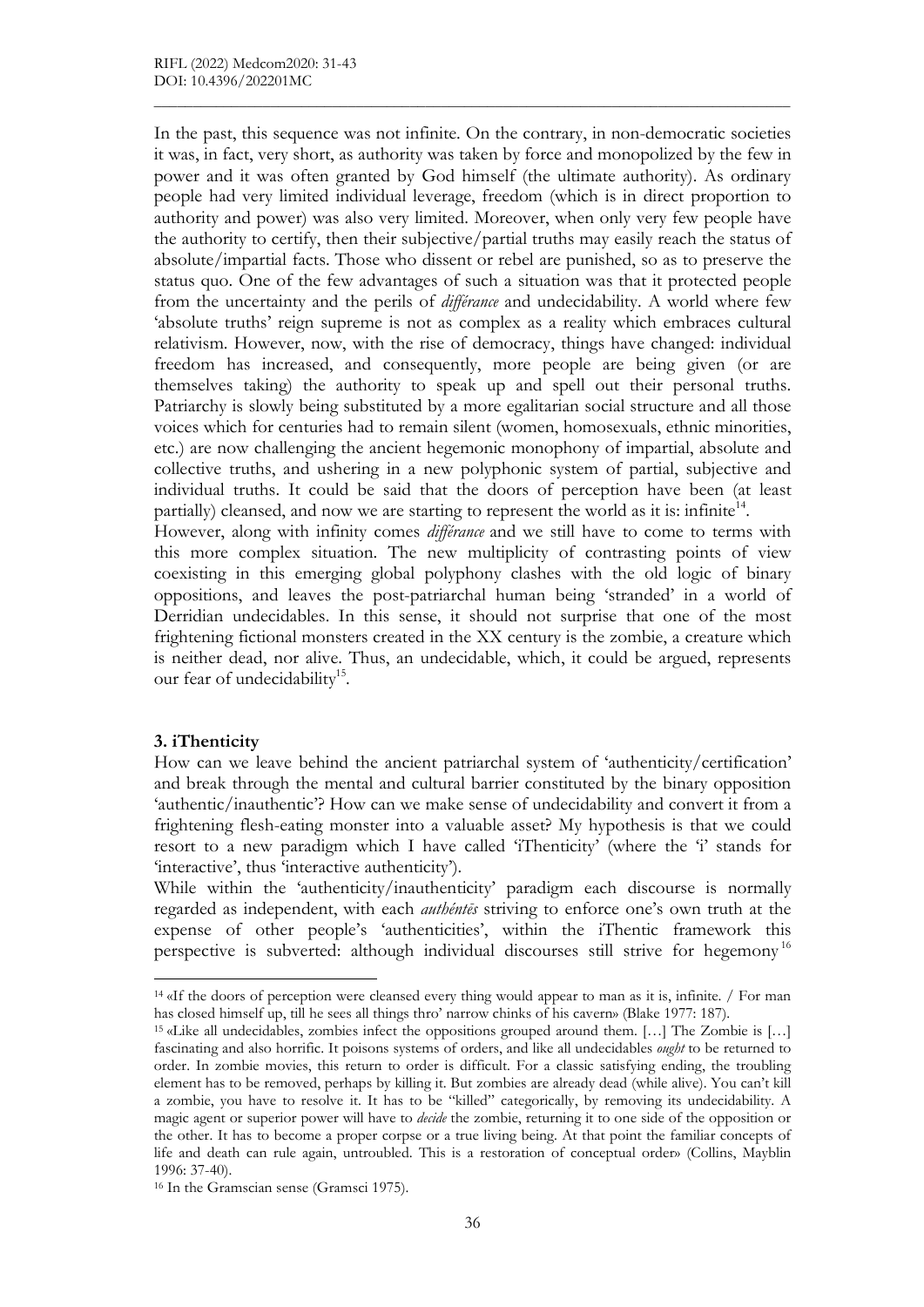In the past, this sequence was not infinite. On the contrary, in non-democratic societies it was, in fact, very short, as authority was taken by force and monopolized by the few in power and it was often granted by God himself (the ultimate authority). As ordinary people had very limited individual leverage, freedom (which is in direct proportion to authority and power) was also very limited. Moreover, when only very few people have the authority to certify, then their subjective/partial truths may easily reach the status of absolute/impartial facts. Those who dissent or rebel are punished, so as to preserve the status quo. One of the few advantages of such a situation was that it protected people from the uncertainty and the perils of *différance* and undecidability. A world where few 'absolute truths' reign supreme is not as complex as a reality which embraces cultural relativism. However, now, with the rise of democracy, things have changed: individual freedom has increased, and consequently, more people are being given (or are themselves taking) the authority to speak up and spell out their personal truths. Patriarchy is slowly being substituted by a more egalitarian social structure and all those voices which for centuries had to remain silent (women, homosexuals, ethnic minorities, etc.) are now challenging the ancient hegemonic monophony of impartial, absolute and collective truths, and ushering in a new polyphonic system of partial, subjective and individual truths. It could be said that the doors of perception have been (at least partially) cleansed, and now we are starting to represent the world as it is: infinite[14].

However, along with infinity comes *différance* and we still have to come to terms with this more complex situation. The new multiplicity of contrasting points of view coexisting in this emerging global polyphony clashes with the old logic of binary oppositions, and leaves the post-patriarchal human being 'stranded' in a world of Derridian undecidables. In this sense, it should not surprise that one of the most frightening fictional monsters created in the XX century is the zombie, a creature which is neither dead, nor alive. Thus, an undecidable, which, it could be argued, represents our fear of undecidability[15].

## 3. iThenticity

How can we leave behind the ancient patriarchal system of 'authenticity/certification' and break through the mental and cultural barrier constituted by the binary opposition 'authentic/inauthentic'? How can we make sense of undecidability and convert it from a frightening flesh-eating monster into a valuable asset? My hypothesis is that we could resort to a new paradigm which I have called 'iThenticity' (where the 'i' stands for 'interactive', thus 'interactive authenticity').

While within the 'authenticity/inauthenticity' paradigm each discourse is normally regarded as independent, with each *authéntēs* striving to enforce one's own truth at the expense of other people's 'authenticities', within the iThentic framework this perspective is subverted: although individual discourses still strive for hegemony[16]

---

[14] «If the doors of perception were cleansed every thing would appear to man as it is, infinite. / For man has closed himself up, till he sees all things thro' narrow chinks of his cavern» (Blake 1977: 187).

[15] «Like all undecidables, zombies infect the oppositions grouped around them. […] The Zombie is […] fascinating and also horrific. It poisons systems of orders, and like all undecidables *ought* to be returned to order. In zombie movies, this return to order is difficult. For a classic satisfying ending, the troubling element has to be removed, perhaps by killing it. But zombies are already dead (while alive). You can't kill a zombie, you have to resolve it. It has to be "killed" categorically, by removing its undecidability. A magic agent or superior power will have to *decide* the zombie, returning it to one side of the opposition or the other. It has to become a proper corpse or a true living being. At that point the familiar concepts of life and death can rule again, untroubled. This is a restoration of conceptual order» (Collins, Mayblin 1996: 37-40).

[16] In the Gramscian sense (Gramsci 1975).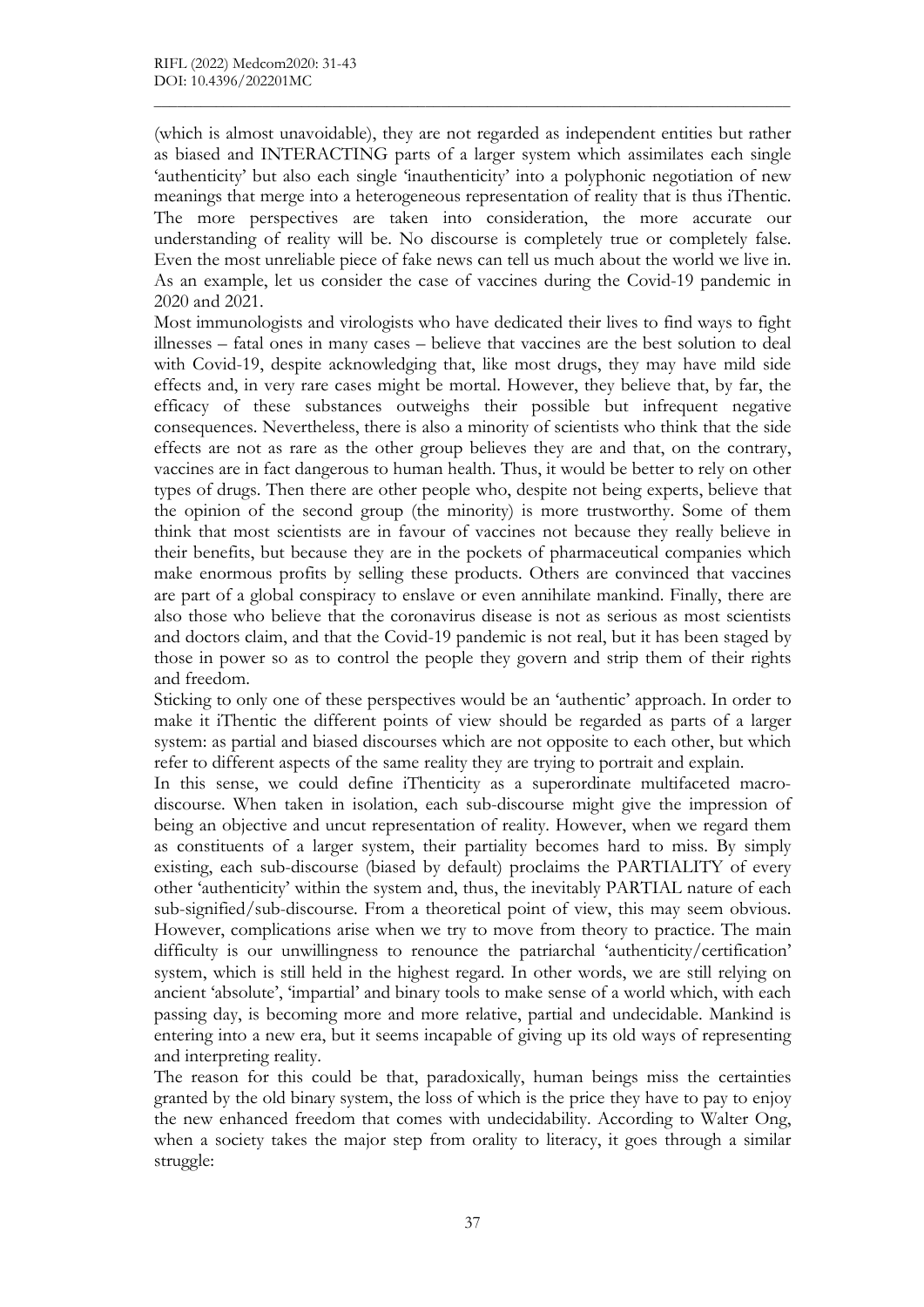(which is almost unavoidable), they are not regarded as independent entities but rather as biased and INTERACTING parts of a larger system which assimilates each single 'authenticity' but also each single 'inauthenticity' into a polyphonic negotiation of new meanings that merge into a heterogeneous representation of reality that is thus iThentic. The more perspectives are taken into consideration, the more accurate our understanding of reality will be. No discourse is completely true or completely false. Even the most unreliable piece of fake news can tell us much about the world we live in. As an example, let us consider the case of vaccines during the Covid-19 pandemic in 2020 and 2021.

Most immunologists and virologists who have dedicated their lives to find ways to fight illnesses – fatal ones in many cases – believe that vaccines are the best solution to deal with Covid-19, despite acknowledging that, like most drugs, they may have mild side effects and, in very rare cases might be mortal. However, they believe that, by far, the efficacy of these substances outweighs their possible but infrequent negative consequences. Nevertheless, there is also a minority of scientists who think that the side effects are not as rare as the other group believes they are and that, on the contrary, vaccines are in fact dangerous to human health. Thus, it would be better to rely on other types of drugs. Then there are other people who, despite not being experts, believe that the opinion of the second group (the minority) is more trustworthy. Some of them think that most scientists are in favour of vaccines not because they really believe in their benefits, but because they are in the pockets of pharmaceutical companies which make enormous profits by selling these products. Others are convinced that vaccines are part of a global conspiracy to enslave or even annihilate mankind. Finally, there are also those who believe that the coronavirus disease is not as serious as most scientists and doctors claim, and that the Covid-19 pandemic is not real, but it has been staged by those in power so as to control the people they govern and strip them of their rights and freedom.

Sticking to only one of these perspectives would be an 'authentic' approach. In order to make it iThentic the different points of view should be regarded as parts of a larger system: as partial and biased discourses which are not opposite to each other, but which refer to different aspects of the same reality they are trying to portrait and explain.

In this sense, we could define iThenticity as a superordinate multifaceted macro-discourse. When taken in isolation, each sub-discourse might give the impression of being an objective and uncut representation of reality. However, when we regard them as constituents of a larger system, their partiality becomes hard to miss. By simply existing, each sub-discourse (biased by default) proclaims the PARTIALITY of every other 'authenticity' within the system and, thus, the inevitably PARTIAL nature of each sub-signified/sub-discourse. From a theoretical point of view, this may seem obvious. However, complications arise when we try to move from theory to practice. The main difficulty is our unwillingness to renounce the patriarchal 'authenticity/certification' system, which is still held in the highest regard. In other words, we are still relying on ancient 'absolute', 'impartial' and binary tools to make sense of a world which, with each passing day, is becoming more and more relative, partial and undecidable. Mankind is entering into a new era, but it seems incapable of giving up its old ways of representing and interpreting reality.

The reason for this could be that, paradoxically, human beings miss the certainties granted by the old binary system, the loss of which is the price they have to pay to enjoy the new enhanced freedom that comes with undecidability. According to Walter Ong, when a society takes the major step from orality to literacy, it goes through a similar struggle: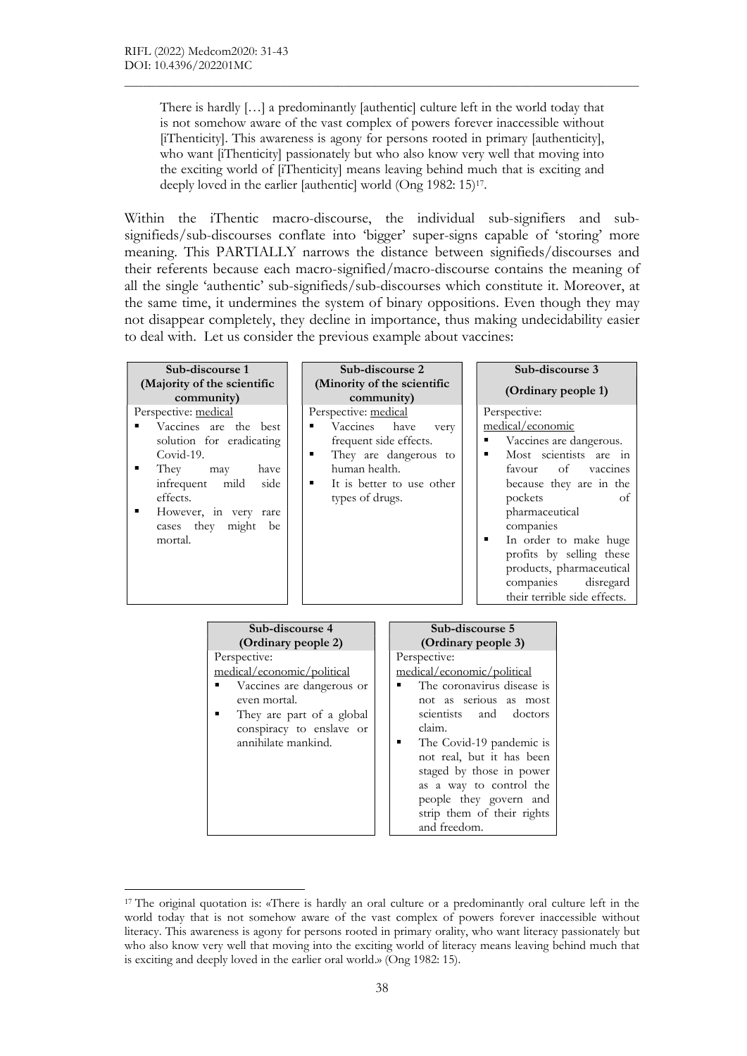> There is hardly […] a predominantly [authentic] culture left in the world today that is not somehow aware of the vast complex of powers forever inaccessible without [iThenticity]. This awareness is agony for persons rooted in primary [authenticity], who want [iThenticity] passionately but who also know very well that moving into the exciting world of [iThenticity] means leaving behind much that is exciting and deeply loved in the earlier [authentic] world (Ong 1982: 15)[17].

Within the iThentic macro-discourse, the individual sub-signifiers and sub-signifieds/sub-discourses conflate into 'bigger' super-signs capable of 'storing' more meaning. This PARTIALLY narrows the distance between signifieds/discourses and their referents because each macro-signified/macro-discourse contains the meaning of all the single 'authentic' sub-signifieds/sub-discourses which constitute it. Moreover, at the same time, it undermines the system of binary oppositions. Even though they may not disappear completely, they decline in importance, thus making undecidability easier to deal with. Let us consider the previous example about vaccines:

| Sub-discourse 1 (Majority of the scientific community) | Sub-discourse 2 (Minority of the scientific community) | Sub-discourse 3 (Ordinary people 1) |
|---|---|---|
| Perspective: medical<br>▪ Vaccines are the best solution for eradicating Covid-19.<br>▪ They may have infrequent mild side effects.<br>▪ However, in very rare cases they might be mortal. | Perspective: medical<br>▪ Vaccines have very frequent side effects.<br>▪ They are dangerous to human health.<br>▪ It is better to use other types of drugs. | Perspective: medical/economic<br>▪ Vaccines are dangerous.<br>▪ Most scientists are in favour of vaccines because they are in the pockets of pharmaceutical companies<br>▪ In order to make huge profits by selling these products, pharmaceutical companies disregard their terrible side effects. |

| Sub-discourse 4 (Ordinary people 2) | Sub-discourse 5 (Ordinary people 3) |
|---|---|
| Perspective: medical/economic/political<br>▪ Vaccines are dangerous or even mortal.<br>▪ They are part of a global conspiracy to enslave or annihilate mankind. | Perspective: medical/economic/political<br>▪ The coronavirus disease is not as serious as most scientists and doctors claim.<br>▪ The Covid-19 pandemic is not real, but it has been staged by those in power as a way to control the people they govern and strip them of their rights and freedom. |

[17] The original quotation is: «There is hardly an oral culture or a predominantly oral culture left in the world today that is not somehow aware of the vast complex of powers forever inaccessible without literacy. This awareness is agony for persons rooted in primary orality, who want literacy passionately but who also know very well that moving into the exciting world of literacy means leaving behind much that is exciting and deeply loved in the earlier oral world.» (Ong 1982: 15).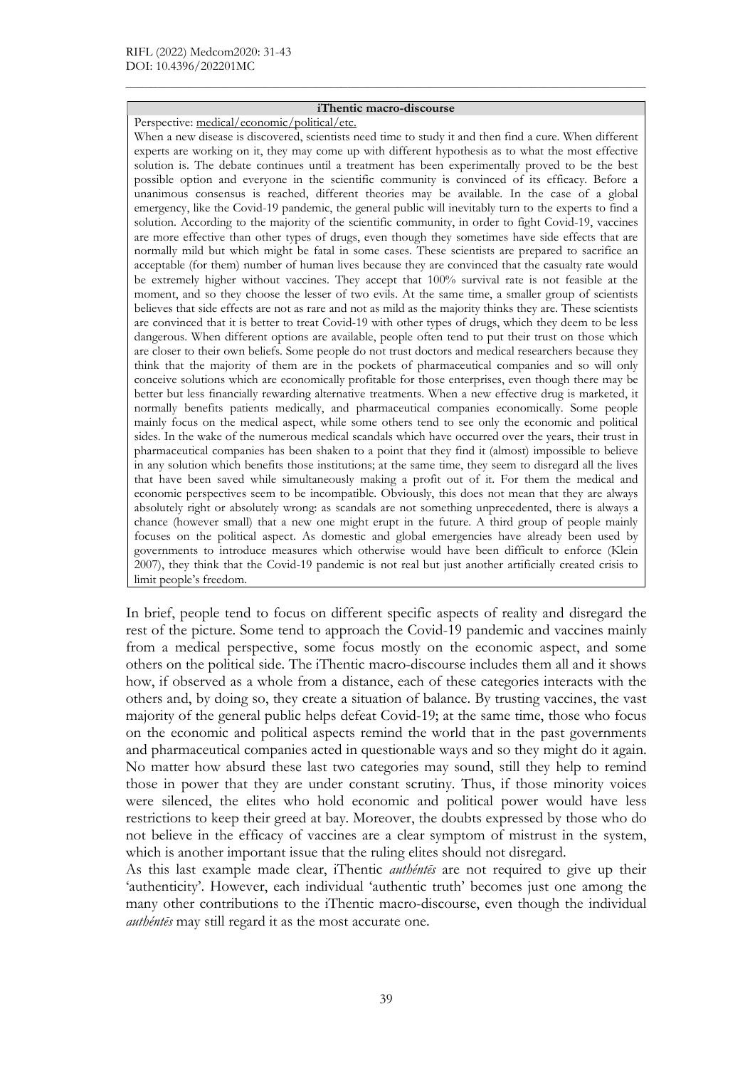| iThentic macro-discourse |
| --- |
| Perspective: medical/economic/political/etc.<br>When a new disease is discovered, scientists need time to study it and then find a cure. When different experts are working on it, they may come up with different hypothesis as to what the most effective solution is. The debate continues until a treatment has been experimentally proved to be the best possible option and everyone in the scientific community is convinced of its efficacy. Before a unanimous consensus is reached, different theories may be available. In the case of a global emergency, like the Covid-19 pandemic, the general public will inevitably turn to the experts to find a solution. According to the majority of the scientific community, in order to fight Covid-19, vaccines are more effective than other types of drugs, even though they sometimes have side effects that are normally mild but which might be fatal in some cases. These scientists are prepared to sacrifice an acceptable (for them) number of human lives because they are convinced that the casualty rate would be extremely higher without vaccines. They accept that 100% survival rate is not feasible at the moment, and so they choose the lesser of two evils. At the same time, a smaller group of scientists believes that side effects are not as rare and not as mild as the majority thinks they are. These scientists are convinced that it is better to treat Covid-19 with other types of drugs, which they deem to be less dangerous. When different options are available, people often tend to put their trust on those which are closer to their own beliefs. Some people do not trust doctors and medical researchers because they think that the majority of them are in the pockets of pharmaceutical companies and so will only conceive solutions which are economically profitable for those enterprises, even though there may be better but less financially rewarding alternative treatments. When a new effective drug is marketed, it normally benefits patients medically, and pharmaceutical companies economically. Some people mainly focus on the medical aspect, while some others tend to see only the economic and political sides. In the wake of the numerous medical scandals which have occurred over the years, their trust in pharmaceutical companies has been shaken to a point that they find it (almost) impossible to believe in any solution which benefits those institutions; at the same time, they seem to disregard all the lives that have been saved while simultaneously making a profit out of it. For them the medical and economic perspectives seem to be incompatible. Obviously, this does not mean that they are always absolutely right or absolutely wrong: as scandals are not something unprecedented, there is always a chance (however small) that a new one might erupt in the future. A third group of people mainly focuses on the political aspect. As domestic and global emergencies have already been used by governments to introduce measures which otherwise would have been difficult to enforce (Klein 2007), they think that the Covid-19 pandemic is not real but just another artificially created crisis to limit people's freedom. |

In brief, people tend to focus on different specific aspects of reality and disregard the rest of the picture. Some tend to approach the Covid-19 pandemic and vaccines mainly from a medical perspective, some focus mostly on the economic aspect, and some others on the political side. The iThentic macro-discourse includes them all and it shows how, if observed as a whole from a distance, each of these categories interacts with the others and, by doing so, they create a situation of balance. By trusting vaccines, the vast majority of the general public helps defeat Covid-19; at the same time, those who focus on the economic and political aspects remind the world that in the past governments and pharmaceutical companies acted in questionable ways and so they might do it again. No matter how absurd these last two categories may sound, still they help to remind those in power that they are under constant scrutiny. Thus, if those minority voices were silenced, the elites who hold economic and political power would have less restrictions to keep their greed at bay. Moreover, the doubts expressed by those who do not believe in the efficacy of vaccines are a clear symptom of mistrust in the system, which is another important issue that the ruling elites should not disregard.

As this last example made clear, iThentic *authéntēs* are not required to give up their 'authenticity'. However, each individual 'authentic truth' becomes just one among the many other contributions to the iThentic macro-discourse, even though the individual *authéntēs* may still regard it as the most accurate one.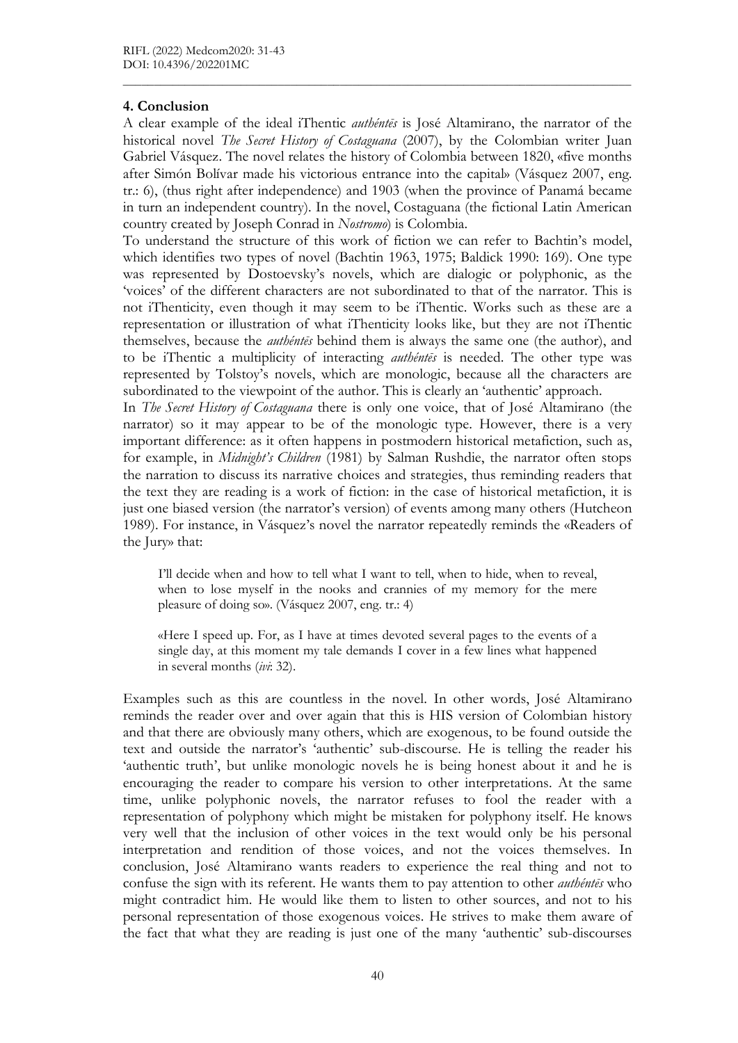## 4. Conclusion

A clear example of the ideal iThentic *authéntēs* is José Altamirano, the narrator of the historical novel *The Secret History of Costaguana* (2007), by the Colombian writer Juan Gabriel Vásquez. The novel relates the history of Colombia between 1820, «five months after Simón Bolívar made his victorious entrance into the capital» (Vásquez 2007, eng. tr.: 6), (thus right after independence) and 1903 (when the province of Panamá became in turn an independent country). In the novel, Costaguana (the fictional Latin American country created by Joseph Conrad in *Nostromo*) is Colombia.

To understand the structure of this work of fiction we can refer to Bachtin's model, which identifies two types of novel (Bachtin 1963, 1975; Baldick 1990: 169). One type was represented by Dostoevsky's novels, which are dialogic or polyphonic, as the 'voices' of the different characters are not subordinated to that of the narrator. This is not iThenticity, even though it may seem to be iThentic. Works such as these are a representation or illustration of what iThenticity looks like, but they are not iThentic themselves, because the *authéntēs* behind them is always the same one (the author), and to be iThentic a multiplicity of interacting *authéntēs* is needed. The other type was represented by Tolstoy's novels, which are monologic, because all the characters are subordinated to the viewpoint of the author. This is clearly an 'authentic' approach.

In *The Secret History of Costaguana* there is only one voice, that of José Altamirano (the narrator) so it may appear to be of the monologic type. However, there is a very important difference: as it often happens in postmodern historical metafiction, such as, for example, in *Midnight's Children* (1981) by Salman Rushdie, the narrator often stops the narration to discuss its narrative choices and strategies, thus reminding readers that the text they are reading is a work of fiction: in the case of historical metafiction, it is just one biased version (the narrator's version) of events among many others (Hutcheon 1989). For instance, in Vásquez's novel the narrator repeatedly reminds the «Readers of the Jury» that:

> I'll decide when and how to tell what I want to tell, when to hide, when to reveal, when to lose myself in the nooks and crannies of my memory for the mere pleasure of doing so». (Vásquez 2007, eng. tr.: 4)

> «Here I speed up. For, as I have at times devoted several pages to the events of a single day, at this moment my tale demands I cover in a few lines what happened in several months (*ivi*: 32).

Examples such as this are countless in the novel. In other words, José Altamirano reminds the reader over and over again that this is HIS version of Colombian history and that there are obviously many others, which are exogenous, to be found outside the text and outside the narrator's 'authentic' sub-discourse. He is telling the reader his 'authentic truth', but unlike monologic novels he is being honest about it and he is encouraging the reader to compare his version to other interpretations. At the same time, unlike polyphonic novels, the narrator refuses to fool the reader with a representation of polyphony which might be mistaken for polyphony itself. He knows very well that the inclusion of other voices in the text would only be his personal interpretation and rendition of those voices, and not the voices themselves. In conclusion, José Altamirano wants readers to experience the real thing and not to confuse the sign with its referent. He wants them to pay attention to other *authéntēs* who might contradict him. He would like them to listen to other sources, and not to his personal representation of those exogenous voices. He strives to make them aware of the fact that what they are reading is just one of the many 'authentic' sub-discourses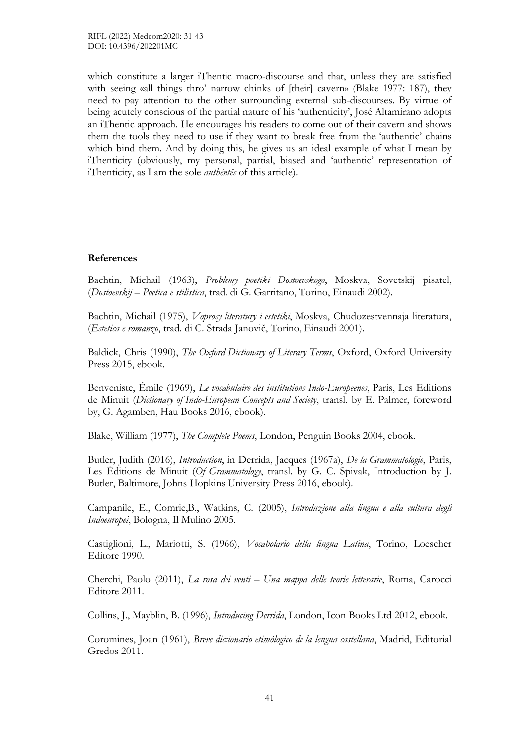which constitute a larger iThentic macro-discourse and that, unless they are satisfied with seeing «all things thro' narrow chinks of [their] cavern» (Blake 1977: 187), they need to pay attention to the other surrounding external sub-discourses. By virtue of being acutely conscious of the partial nature of his 'authenticity', José Altamirano adopts an iThentic approach. He encourages his readers to come out of their cavern and shows them the tools they need to use if they want to break free from the 'authentic' chains which bind them. And by doing this, he gives us an ideal example of what I mean by iThenticity (obviously, my personal, partial, biased and 'authentic' representation of iThenticity, as I am the sole *authéntēs* of this article).

### References

Bachtin, Michail (1963), *Problemy poetiki Dostoevskogo*, Moskva, Sovetskij pisatel, (*Dostoevskij – Poetica e stilistica*, trad. di G. Garritano, Torino, Einaudi 2002).

Bachtin, Michail (1975), *Voprosy literatury i estetiki*, Moskva, Chudozestvennaja literatura, (*Estetica e romanzo*, trad. di C. Strada Janovič, Torino, Einaudi 2001).

Baldick, Chris (1990), *The Oxford Dictionary of Literary Terms*, Oxford, Oxford University Press 2015, ebook.

Benveniste, Émile (1969), *Le vocabulaire des institutions Indo-Europeenes*, Paris, Les Editions de Minuit (*Dictionary of Indo-European Concepts and Society*, transl. by E. Palmer, foreword by, G. Agamben, Hau Books 2016, ebook).

Blake, William (1977), *The Complete Poems*, London, Penguin Books 2004, ebook.

Butler, Judith (2016), *Introduction*, in Derrida, Jacques (1967a), *De la Grammatologie*, Paris, Les Éditions de Minuit (*Of Grammatology*, transl. by G. C. Spivak, Introduction by J. Butler, Baltimore, Johns Hopkins University Press 2016, ebook).

Campanile, E., Comrie,B., Watkins, C. (2005), *Introduzione alla lingua e alla cultura degli Indoeuropei*, Bologna, Il Mulino 2005.

Castiglioni, L., Mariotti, S. (1966), *Vocabolario della lingua Latina*, Torino, Loescher Editore 1990.

Cherchi, Paolo (2011), *La rosa dei venti – Una mappa delle teorie letterarie*, Roma, Carocci Editore 2011.

Collins, J., Mayblin, B. (1996), *Introducing Derrida*, London, Icon Books Ltd 2012, ebook.

Coromines, Joan (1961), *Breve diccionario etimólogico de la lengua castellana*, Madrid, Editorial Gredos 2011.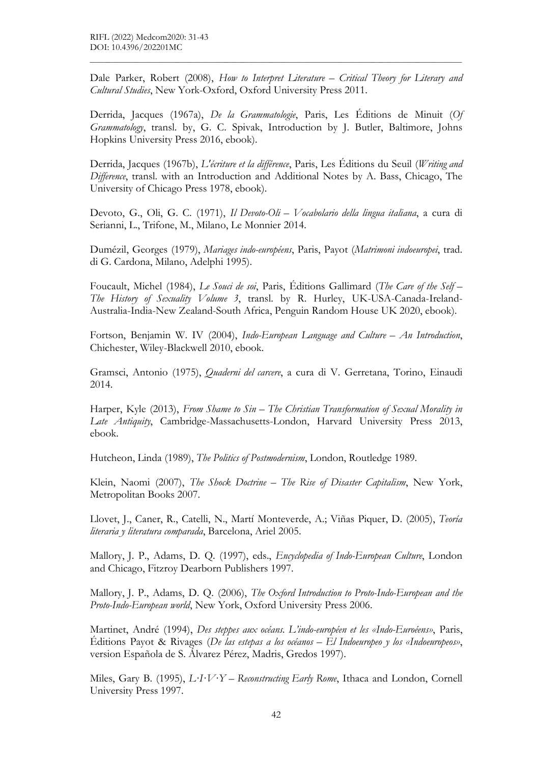Dale Parker, Robert (2008), *How to Interpret Literature – Critical Theory for Literary and Cultural Studies*, New York-Oxford, Oxford University Press 2011.

Derrida, Jacques (1967a), *De la Grammatologie*, Paris, Les Éditions de Minuit (*Of Grammatology*, transl. by, G. C. Spivak, Introduction by J. Butler, Baltimore, Johns Hopkins University Press 2016, ebook).

Derrida, Jacques (1967b), *L'écriture et la différence*, Paris, Les Éditions du Seuil (*Writing and Difference*, transl. with an Introduction and Additional Notes by A. Bass, Chicago, The University of Chicago Press 1978, ebook).

Devoto, G., Oli, G. C. (1971), *Il Devoto-Oli – Vocabolario della lingua italiana*, a cura di Serianni, L., Trifone, M., Milano, Le Monnier 2014.

Dumézil, Georges (1979), *Mariages indo-européens*, Paris, Payot (*Matrimoni indoeuropei*, trad. di G. Cardona, Milano, Adelphi 1995).

Foucault, Michel (1984), *Le Souci de soi*, Paris, Éditions Gallimard (*The Care of the Self – The History of Sexuality Volume 3*, transl. by R. Hurley, UK-USA-Canada-Ireland-Australia-India-New Zealand-South Africa, Penguin Random House UK 2020, ebook).

Fortson, Benjamin W. IV (2004), *Indo-European Language and Culture – An Introduction*, Chichester, Wiley-Blackwell 2010, ebook.

Gramsci, Antonio (1975), *Quaderni del carcere*, a cura di V. Gerretana, Torino, Einaudi 2014.

Harper, Kyle (2013), *From Shame to Sin – The Christian Transformation of Sexual Morality in Late Antiquity*, Cambridge-Massachusetts-London, Harvard University Press 2013, ebook.

Hutcheon, Linda (1989), *The Politics of Postmodernism*, London, Routledge 1989.

Klein, Naomi (2007), *The Shock Doctrine – The Rise of Disaster Capitalism*, New York, Metropolitan Books 2007.

Llovet, J., Caner, R., Catelli, N., Martí Monteverde, A.; Viñas Piquer, D. (2005), *Teoría literaria y literatura comparada*, Barcelona, Ariel 2005.

Mallory, J. P., Adams, D. Q. (1997), eds., *Encyclopedia of Indo-European Culture*, London and Chicago, Fitzroy Dearborn Publishers 1997.

Mallory, J. P., Adams, D. Q. (2006), *The Oxford Introduction to Proto-Indo-European and the Proto-Indo-European world*, New York, Oxford University Press 2006.

Martinet, André (1994), *Des steppes aux océans. L'indo-européen et les «Indo-Euroéens»*, Paris, Éditions Payot & Rivages (*De las estepas a los océanos – El Indoeuropeo y los «Indoeuropeos»*, version Española de S. Álvarez Pérez, Madris, Gredos 1997).

Miles, Gary B. (1995), *L·I·V·Y – Reconstructing Early Rome*, Ithaca and London, Cornell University Press 1997.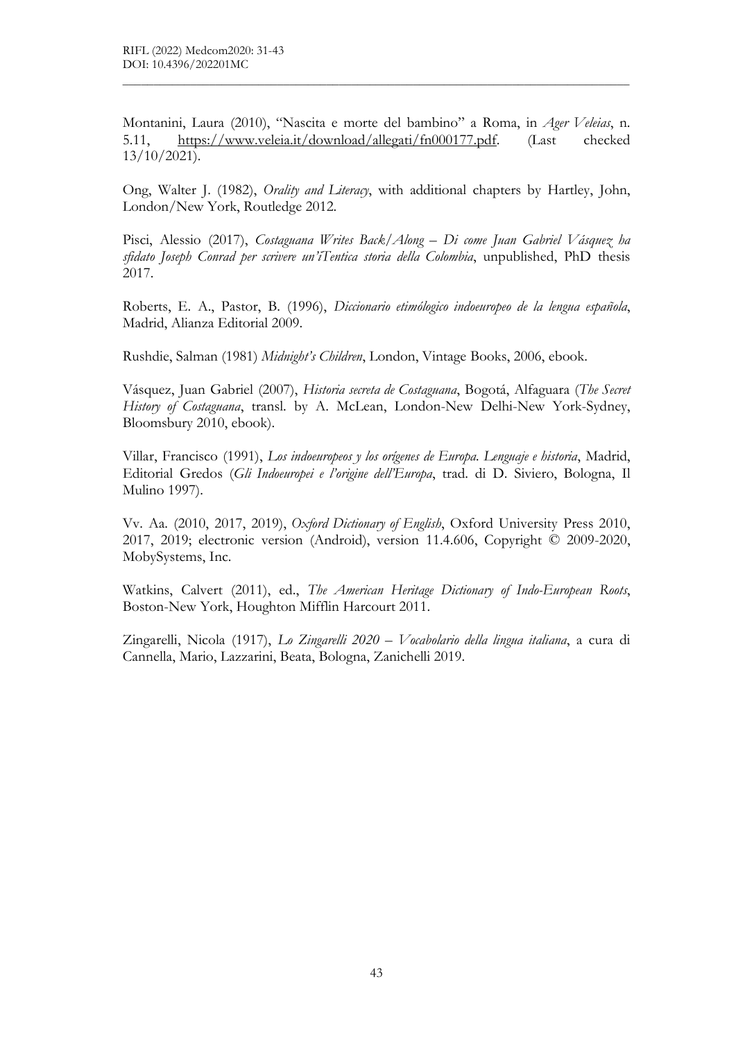Montanini, Laura (2010), "Nascita e morte del bambino" a Roma, in *Ager Veleias*, n. 5.11, https://www.veleia.it/download/allegati/fn000177.pdf. (Last checked 13/10/2021).

Ong, Walter J. (1982), *Orality and Literacy*, with additional chapters by Hartley, John, London/New York, Routledge 2012.

Pisci, Alessio (2017), *Costaguana Writes Back/Along – Di come Juan Gabriel Vásquez ha sfidato Joseph Conrad per scrivere un'iTentica storia della Colombia*, unpublished, PhD thesis 2017.

Roberts, E. A., Pastor, B. (1996), *Diccionario etimólogico indoeuropeo de la lengua española*, Madrid, Alianza Editorial 2009.

Rushdie, Salman (1981) *Midnight's Children*, London, Vintage Books, 2006, ebook.

Vásquez, Juan Gabriel (2007), *Historia secreta de Costaguana*, Bogotá, Alfaguara (*The Secret History of Costaguana*, transl. by A. McLean, London-New Delhi-New York-Sydney, Bloomsbury 2010, ebook).

Villar, Francisco (1991), *Los indoeuropeos y los orígenes de Europa. Lenguaje e historia*, Madrid, Editorial Gredos (*Gli Indoeuropei e l'origine dell'Europa*, trad. di D. Siviero, Bologna, Il Mulino 1997).

Vv. Aa. (2010, 2017, 2019), *Oxford Dictionary of English*, Oxford University Press 2010, 2017, 2019; electronic version (Android), version 11.4.606, Copyright © 2009-2020, MobySystems, Inc.

Watkins, Calvert (2011), ed., *The American Heritage Dictionary of Indo-European Roots*, Boston-New York, Houghton Mifflin Harcourt 2011.

Zingarelli, Nicola (1917), *Lo Zingarelli 2020 – Vocabolario della lingua italiana*, a cura di Cannella, Mario, Lazzarini, Beata, Bologna, Zanichelli 2019.